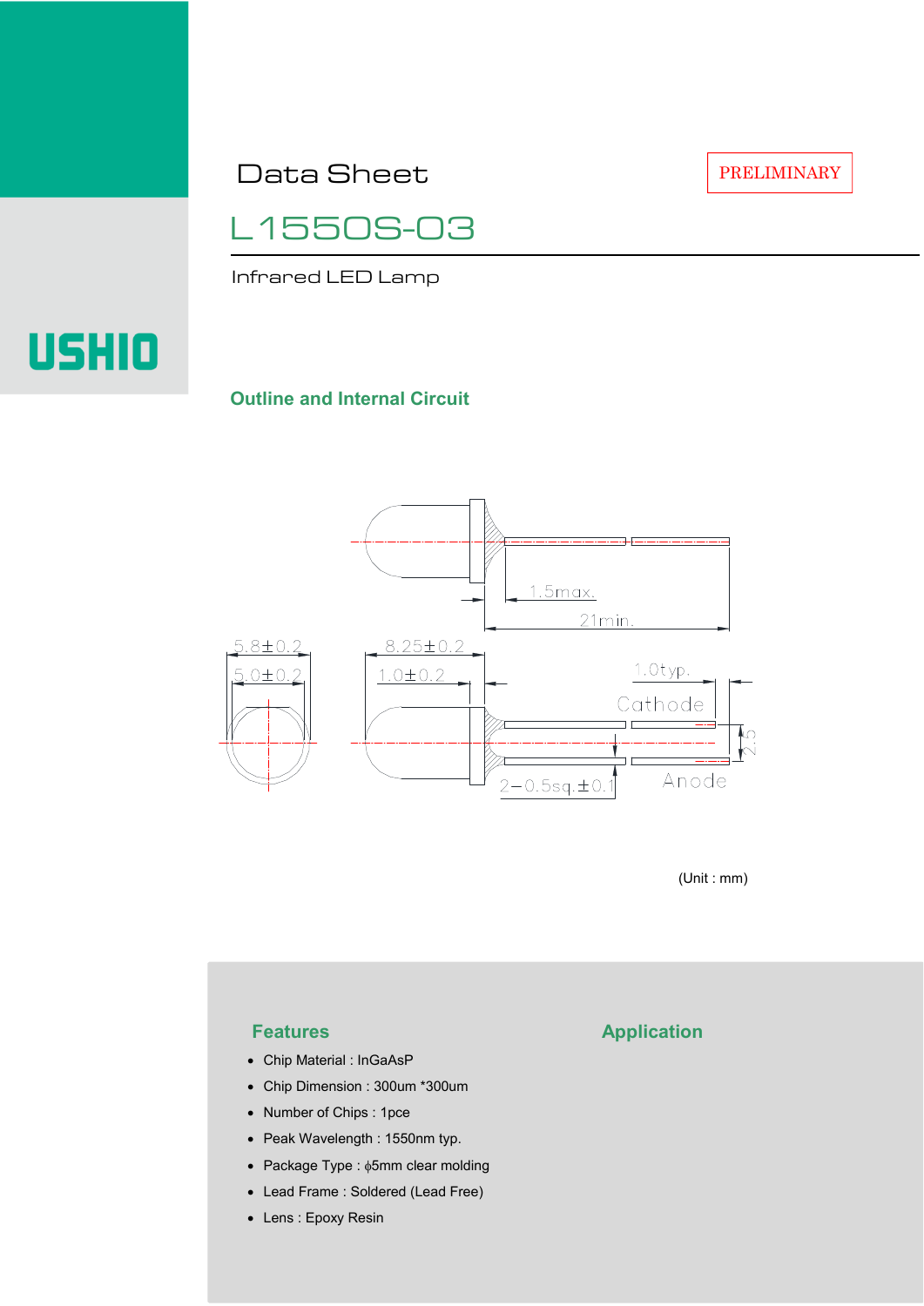USHIO

Data Sheet

PRELIMINARY

# L1550S-03

Infrared LED Lamp

## Outline and Internal Circuit

1.5max.

21min.

5.8±0.2

5.0±0.2

8.25±0.2

1.0±0.2

1.0typ.

Cathode

2.5

2−0.5sq.±0.1

Anode

(Unit : mm)

## Features

- Chip Material : InGaAsP
- Chip Dimension : 300um *300um
- Number of Chips : 1pce
- Peak Wavelength : 1550nm typ.
- Package Type : ϕ5mm clear molding
- Lead Frame : Soldered (Lead Free)
- Lens : Epoxy Resin

## Application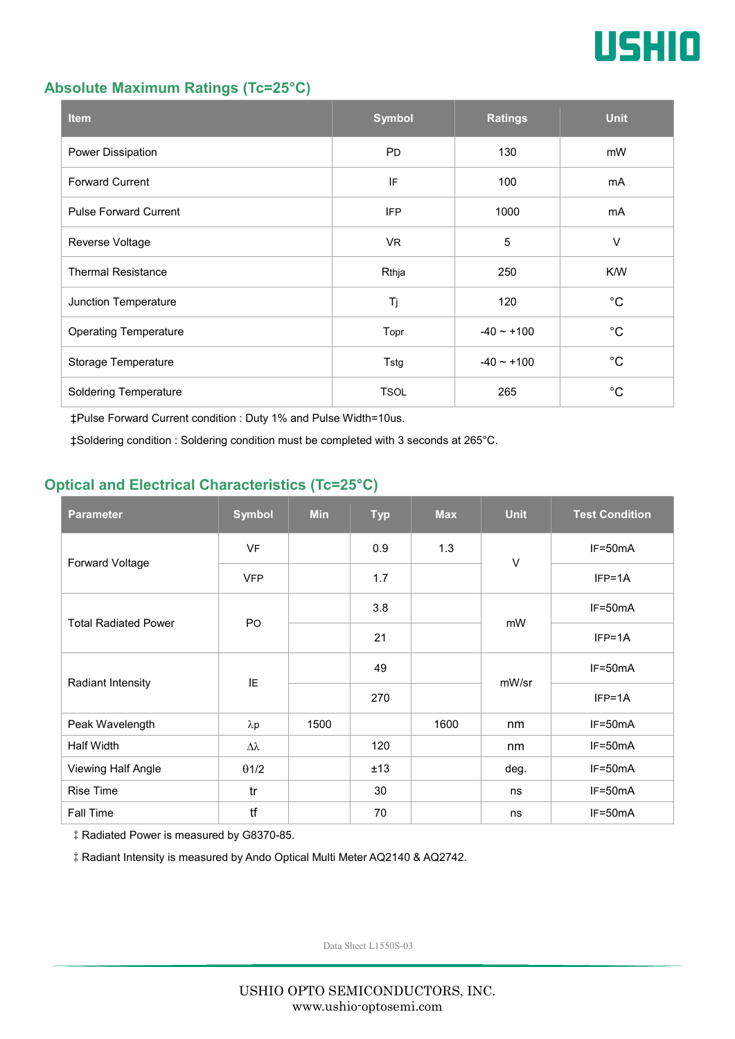## Absolute Maximum Ratings (Tc=25°C)

| Item | Symbol | Ratings | Unit |
|---|---|---|---|
| Power Dissipation | PD | 130 | mW |
| Forward Current | IF | 100 | mA |
| Pulse Forward Current | IFP | 1000 | mA |
| Reverse Voltage | VR | 5 | V |
| Thermal Resistance | Rthja | 250 | K/W |
| Junction Temperature | Tj | 120 | °C |
| Operating Temperature | Topr | -40 ~ +100 | °C |
| Storage Temperature | Tstg | -40 ~ +100 | °C |
| Soldering Temperature | TSOL | 265 | °C |

‡Pulse Forward Current condition : Duty 1% and Pulse Width=10us.

‡Soldering condition : Soldering condition must be completed with 3 seconds at 265°C.

## Optical and Electrical Characteristics (Tc=25°C)

| Parameter | Symbol | Min | Typ | Max | Unit | Test Condition |
|---|---|---|---|---|---|---|
| Forward Voltage | VF | | 0.9 | 1.3 | V | IF=50mA |
| | VFP | | 1.7 | | | IFP=1A |
| Total Radiated Power | PO | | 3.8 | | mW | IF=50mA |
| | | | 21 | | | IFP=1A |
| Radiant Intensity | IE | | 49 | | mW/sr | IF=50mA |
| | | | 270 | | | IFP=1A |
| Peak Wavelength | λp | 1500 | | 1600 | nm | IF=50mA |
| Half Width | Δλ | | 120 | | nm | IF=50mA |
| Viewing Half Angle | θ1/2 | | ±13 | | deg. | IF=50mA |
| Rise Time | tr | | 30 | | ns | IF=50mA |
| Fall Time | tf | | 70 | | ns | IF=50mA |

‡ Radiated Power is measured by G8370-85.

‡ Radiant Intensity is measured by Ando Optical Multi Meter AQ2140 & AQ2742.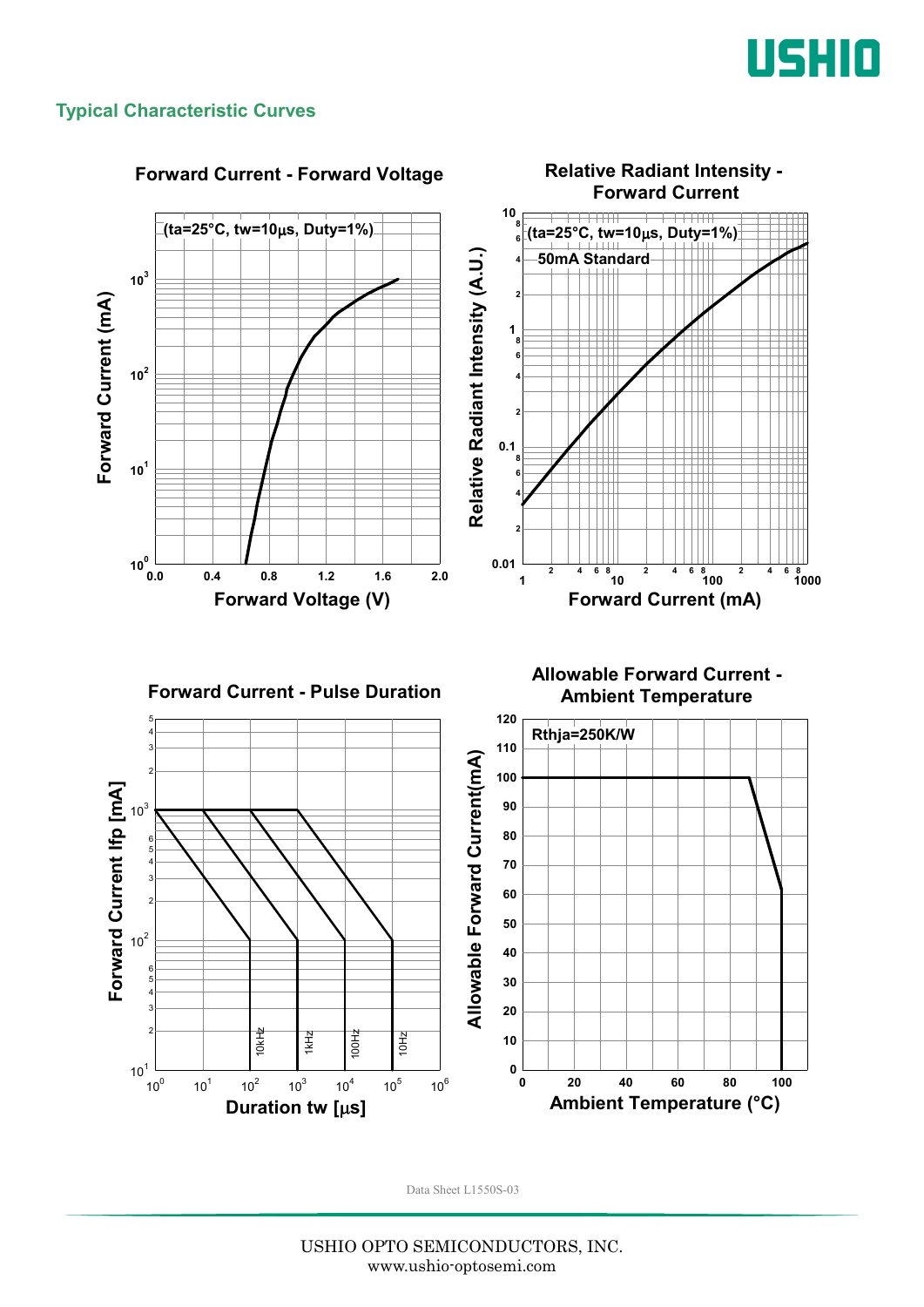## Typical Characteristic Curves

### Forward Current - Forward Voltage

(ta=25°C, tw=10μs, Duty=1%)

Forward Current (mA)

Forward Voltage (V)

### Relative Radiant Intensity - Forward Current

(ta=25°C, tw=10μs, Duty=1%)

50mA Standard

Relative Radiant Intensity (A.U.)

Forward Current (mA)

### Forward Current - Pulse Duration

Forward Current Ifp [mA]

Duration tw [μs]

10kHz, 1kHz, 100Hz, 10Hz

### Allowable Forward Current - Ambient Temperature

Rthja=250K/W

Allowable Forward Current(mA)

Ambient Temperature (°C)

Data Sheet L1550S-03

USHIO OPTO SEMICONDUCTORS, INC.
www.ushio-optosemi.com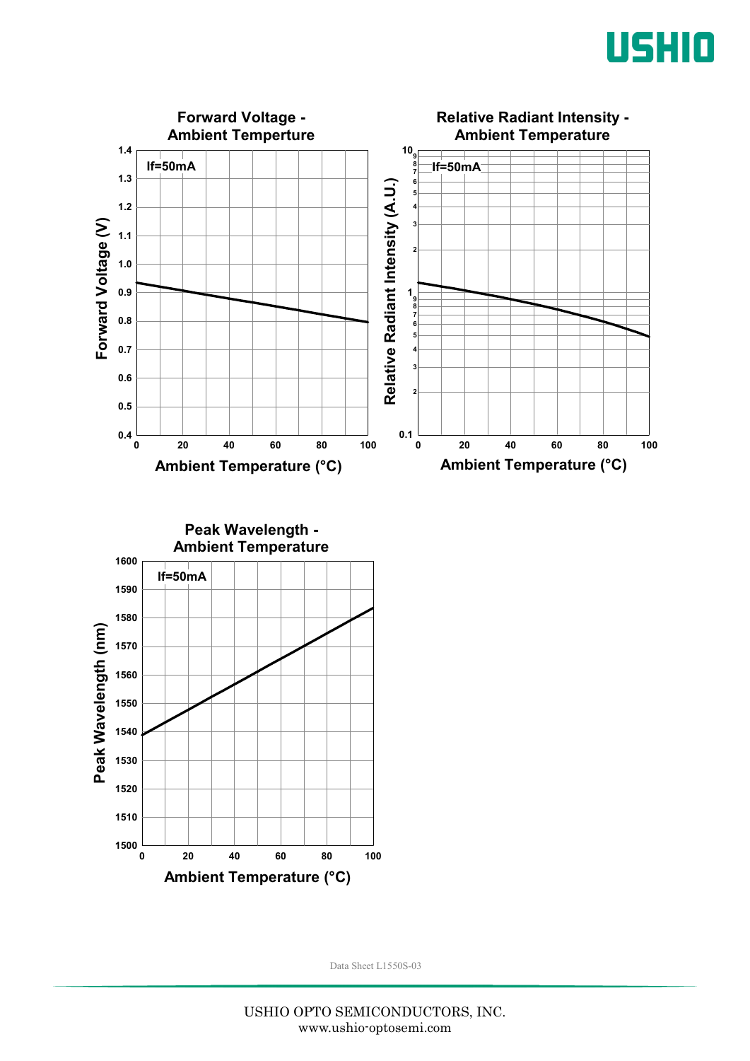**Forward Voltage - Ambient Temperture**

If=50mA

Forward Voltage (V) vs. Ambient Temperature (°C)

**Relative Radiant Intensity - Ambient Temperature**

If=50mA

Relative Radiant Intensity (A.U.) vs. Ambient Temperature (°C)

**Peak Wavelength - Ambient Temperature**

If=50mA

Peak Wavelength (nm) vs. Ambient Temperature (°C)

Data Sheet L1550S-03

USHIO OPTO SEMICONDUCTORS, INC.
www.ushio-optosemi.com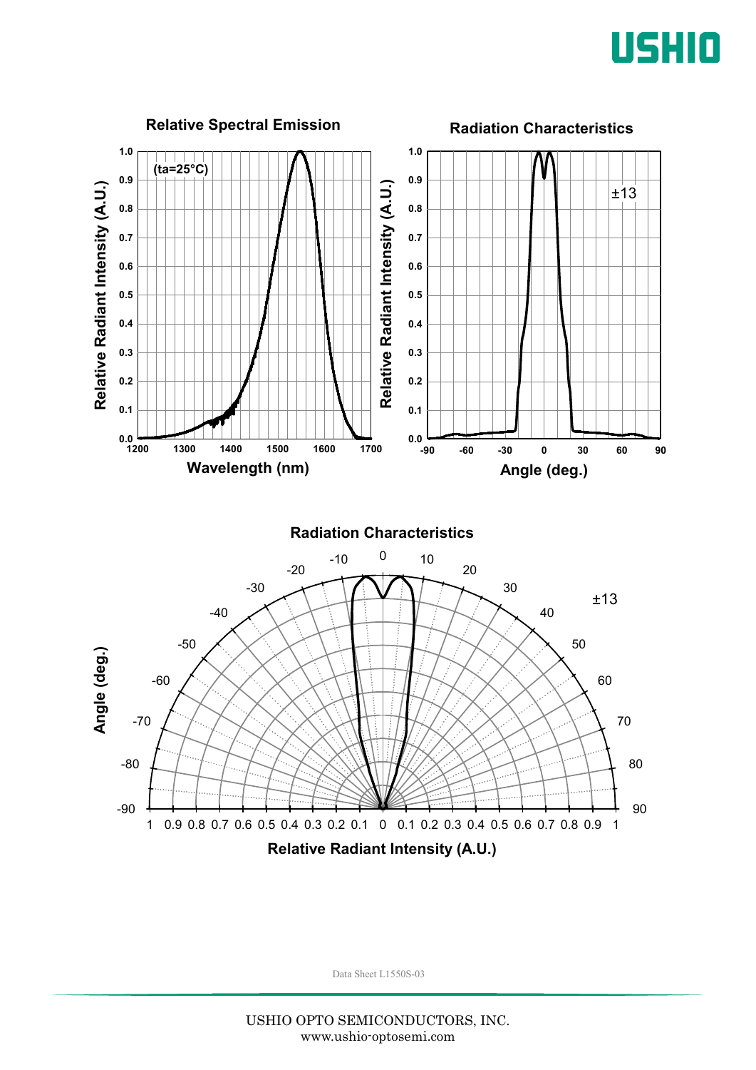## Relative Spectral Emission

(ta=25°C)

Relative Radiant Intensity (A.U.) vs. Wavelength (nm)

## Radiation Characteristics

±13

Relative Radiant Intensity (A.U.) vs. Angle (deg.)

## Radiation Characteristics

±13

Angle (deg.) / Relative Radiant Intensity (A.U.)

Data Sheet L1550S-03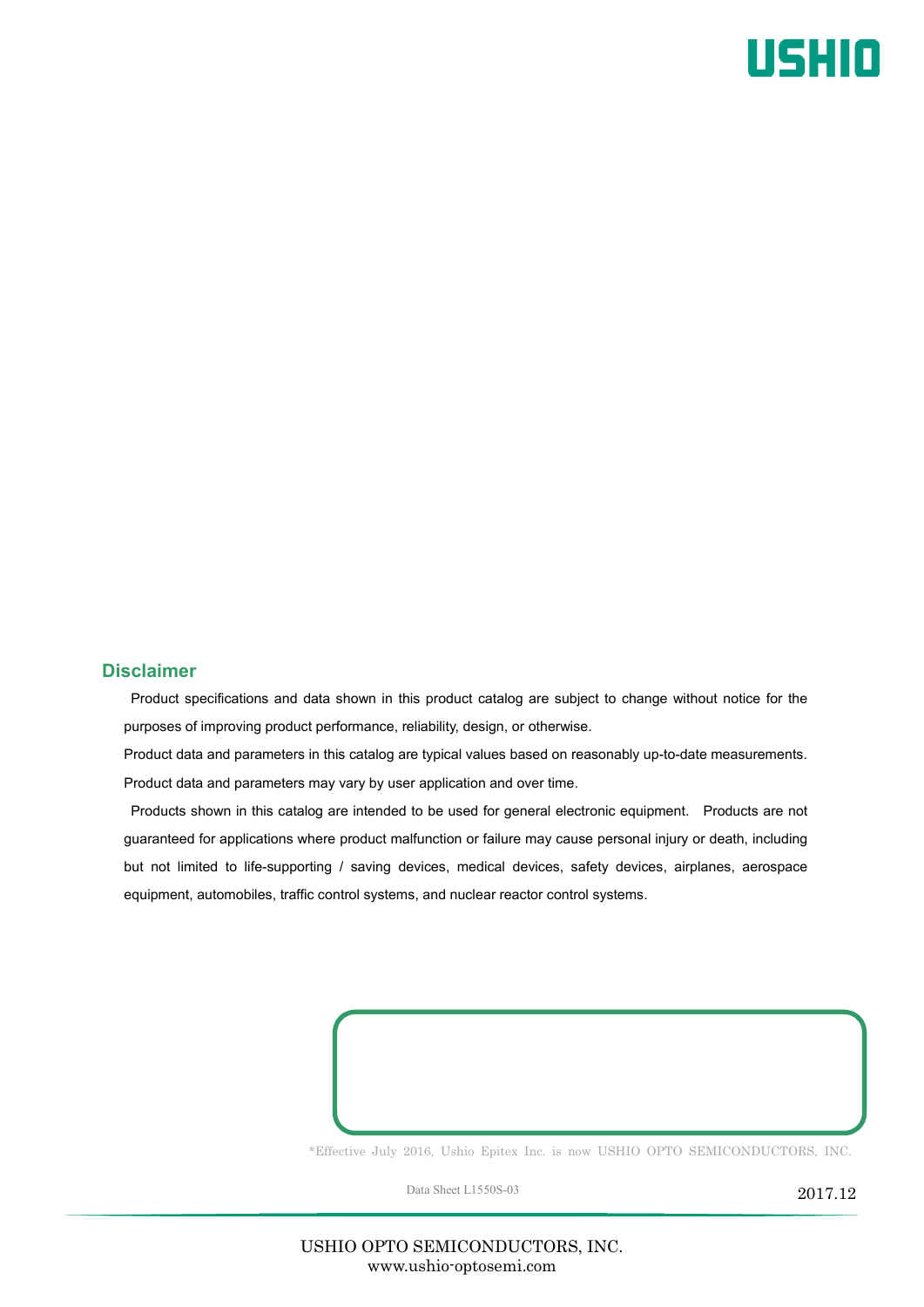## Disclaimer

Product specifications and data shown in this product catalog are subject to change without notice for the purposes of improving product performance, reliability, design, or otherwise.

Product data and parameters in this catalog are typical values based on reasonably up-to-date measurements. Product data and parameters may vary by user application and over time.

Products shown in this catalog are intended to be used for general electronic equipment. Products are not guaranteed for applications where product malfunction or failure may cause personal injury or death, including but not limited to life-supporting / saving devices, medical devices, safety devices, airplanes, aerospace equipment, automobiles, traffic control systems, and nuclear reactor control systems.

*Effective July 2016, Ushio Epitex Inc. is now USHIO OPTO SEMICONDUCTORS, INC.

Data Sheet L1550S-03

2017.12

USHIO OPTO SEMICONDUCTORS, INC.
www.ushio-optosemi.com